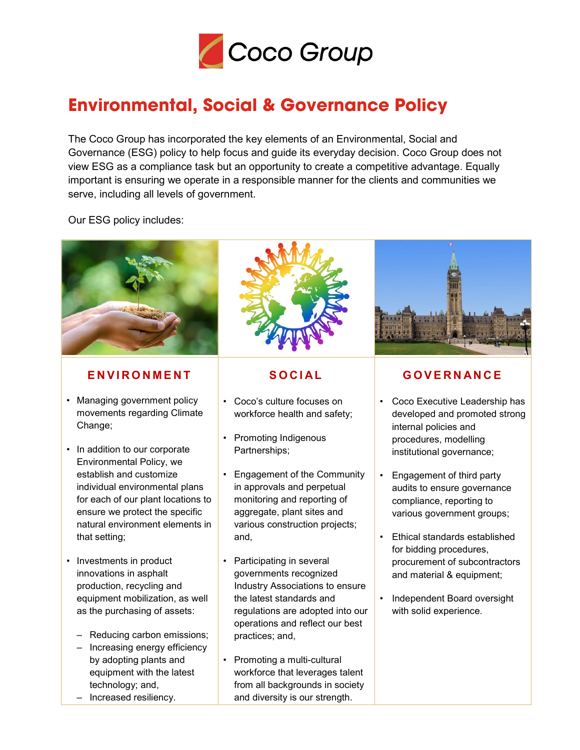# Coco Group

## Environmental, Social & Governance Policy

The Coco Group has incorporated the key elements of an Environmental, Social and Governance (ESG) policy to help focus and guide its everyday decision. Coco Group does not view ESG as a compliance task but an opportunity to create a competitive advantage. Equally important is ensuring we operate in a responsible manner for the clients and communities we serve, including all levels of government.

Our ESG policy includes:

### ENVIRONMENT

- Managing government policy movements regarding Climate Change;
- In addition to our corporate Environmental Policy, we establish and customize individual environmental plans for each of our plant locations to ensure we protect the specific natural environment elements in that setting;
- Investments in product innovations in asphalt production, recycling and equipment mobilization, as well as the purchasing of assets:
  - Reducing carbon emissions;
  - Increasing energy efficiency by adopting plants and equipment with the latest technology; and,
  - Increased resiliency.

### SOCIAL

- Coco's culture focuses on workforce health and safety;
- Promoting Indigenous Partnerships;
- Engagement of the Community in approvals and perpetual monitoring and reporting of aggregate, plant sites and various construction projects; and,
- Participating in several governments recognized Industry Associations to ensure the latest standards and regulations are adopted into our operations and reflect our best practices; and,
- Promoting a multi-cultural workforce that leverages talent from all backgrounds in society and diversity is our strength.

### GOVERNANCE

- Coco Executive Leadership has developed and promoted strong internal policies and procedures, modelling institutional governance;
- Engagement of third party audits to ensure governance compliance, reporting to various government groups;
- Ethical standards established for bidding procedures, procurement of subcontractors and material & equipment;
- Independent Board oversight with solid experience.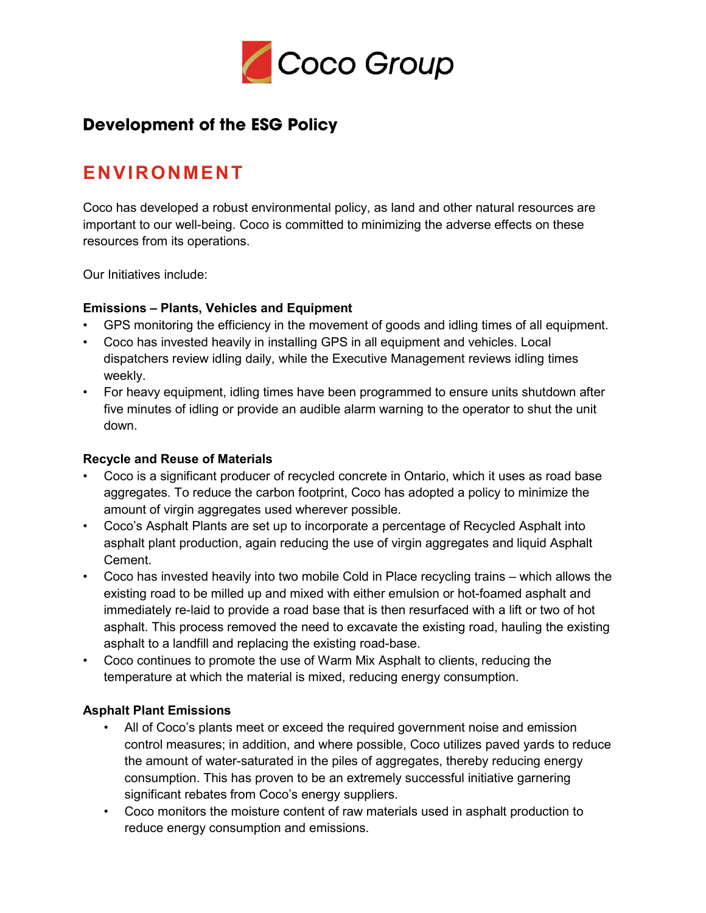Coco Group

## Development of the ESG Policy

# ENVIRONMENT

Coco has developed a robust environmental policy, as land and other natural resources are important to our well-being. Coco is committed to minimizing the adverse effects on these resources from its operations.

Our Initiatives include:

**Emissions – Plants, Vehicles and Equipment**

- GPS monitoring the efficiency in the movement of goods and idling times of all equipment.
- Coco has invested heavily in installing GPS in all equipment and vehicles. Local dispatchers review idling daily, while the Executive Management reviews idling times weekly.
- For heavy equipment, idling times have been programmed to ensure units shutdown after five minutes of idling or provide an audible alarm warning to the operator to shut the unit down.

**Recycle and Reuse of Materials**

- Coco is a significant producer of recycled concrete in Ontario, which it uses as road base aggregates. To reduce the carbon footprint, Coco has adopted a policy to minimize the amount of virgin aggregates used wherever possible.
- Coco's Asphalt Plants are set up to incorporate a percentage of Recycled Asphalt into asphalt plant production, again reducing the use of virgin aggregates and liquid Asphalt Cement.
- Coco has invested heavily into two mobile Cold in Place recycling trains – which allows the existing road to be milled up and mixed with either emulsion or hot-foamed asphalt and immediately re-laid to provide a road base that is then resurfaced with a lift or two of hot asphalt. This process removed the need to excavate the existing road, hauling the existing asphalt to a landfill and replacing the existing road-base.
- Coco continues to promote the use of Warm Mix Asphalt to clients, reducing the temperature at which the material is mixed, reducing energy consumption.

**Asphalt Plant Emissions**

- All of Coco's plants meet or exceed the required government noise and emission control measures; in addition, and where possible, Coco utilizes paved yards to reduce the amount of water-saturated in the piles of aggregates, thereby reducing energy consumption. This has proven to be an extremely successful initiative garnering significant rebates from Coco's energy suppliers.
- Coco monitors the moisture content of raw materials used in asphalt production to reduce energy consumption and emissions.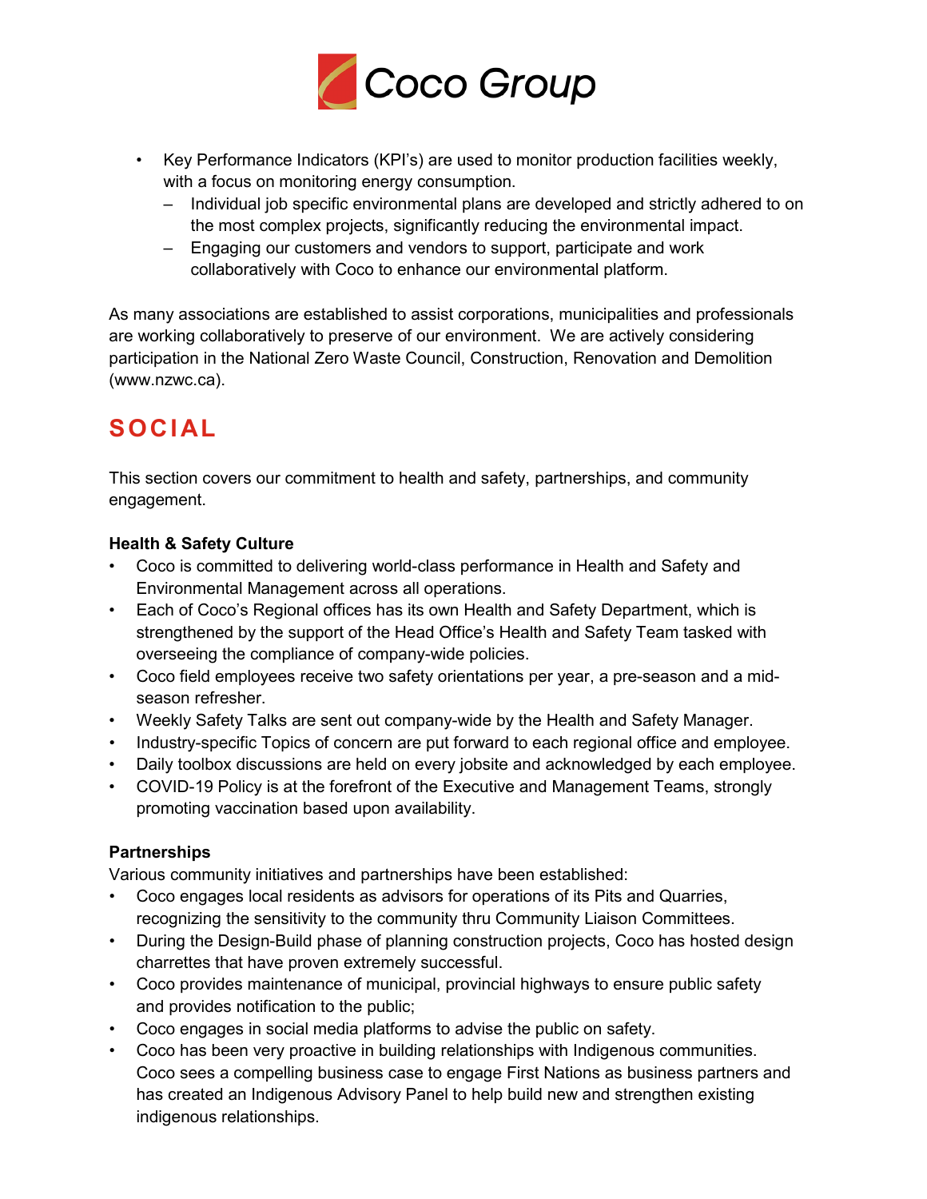- Key Performance Indicators (KPI's) are used to monitor production facilities weekly, with a focus on monitoring energy consumption.
  - Individual job specific environmental plans are developed and strictly adhered to on the most complex projects, significantly reducing the environmental impact.
  - Engaging our customers and vendors to support, participate and work collaboratively with Coco to enhance our environmental platform.

As many associations are established to assist corporations, municipalities and professionals are working collaboratively to preserve of our environment. We are actively considering participation in the National Zero Waste Council, Construction, Renovation and Demolition (www.nzwc.ca).

## SOCIAL

This section covers our commitment to health and safety, partnerships, and community engagement.

**Health & Safety Culture**

- Coco is committed to delivering world-class performance in Health and Safety and Environmental Management across all operations.
- Each of Coco's Regional offices has its own Health and Safety Department, which is strengthened by the support of the Head Office's Health and Safety Team tasked with overseeing the compliance of company-wide policies.
- Coco field employees receive two safety orientations per year, a pre-season and a mid-season refresher.
- Weekly Safety Talks are sent out company-wide by the Health and Safety Manager.
- Industry-specific Topics of concern are put forward to each regional office and employee.
- Daily toolbox discussions are held on every jobsite and acknowledged by each employee.
- COVID-19 Policy is at the forefront of the Executive and Management Teams, strongly promoting vaccination based upon availability.

**Partnerships**

Various community initiatives and partnerships have been established:

- Coco engages local residents as advisors for operations of its Pits and Quarries, recognizing the sensitivity to the community thru Community Liaison Committees.
- During the Design-Build phase of planning construction projects, Coco has hosted design charrettes that have proven extremely successful.
- Coco provides maintenance of municipal, provincial highways to ensure public safety and provides notification to the public;
- Coco engages in social media platforms to advise the public on safety.
- Coco has been very proactive in building relationships with Indigenous communities. Coco sees a compelling business case to engage First Nations as business partners and has created an Indigenous Advisory Panel to help build new and strengthen existing indigenous relationships.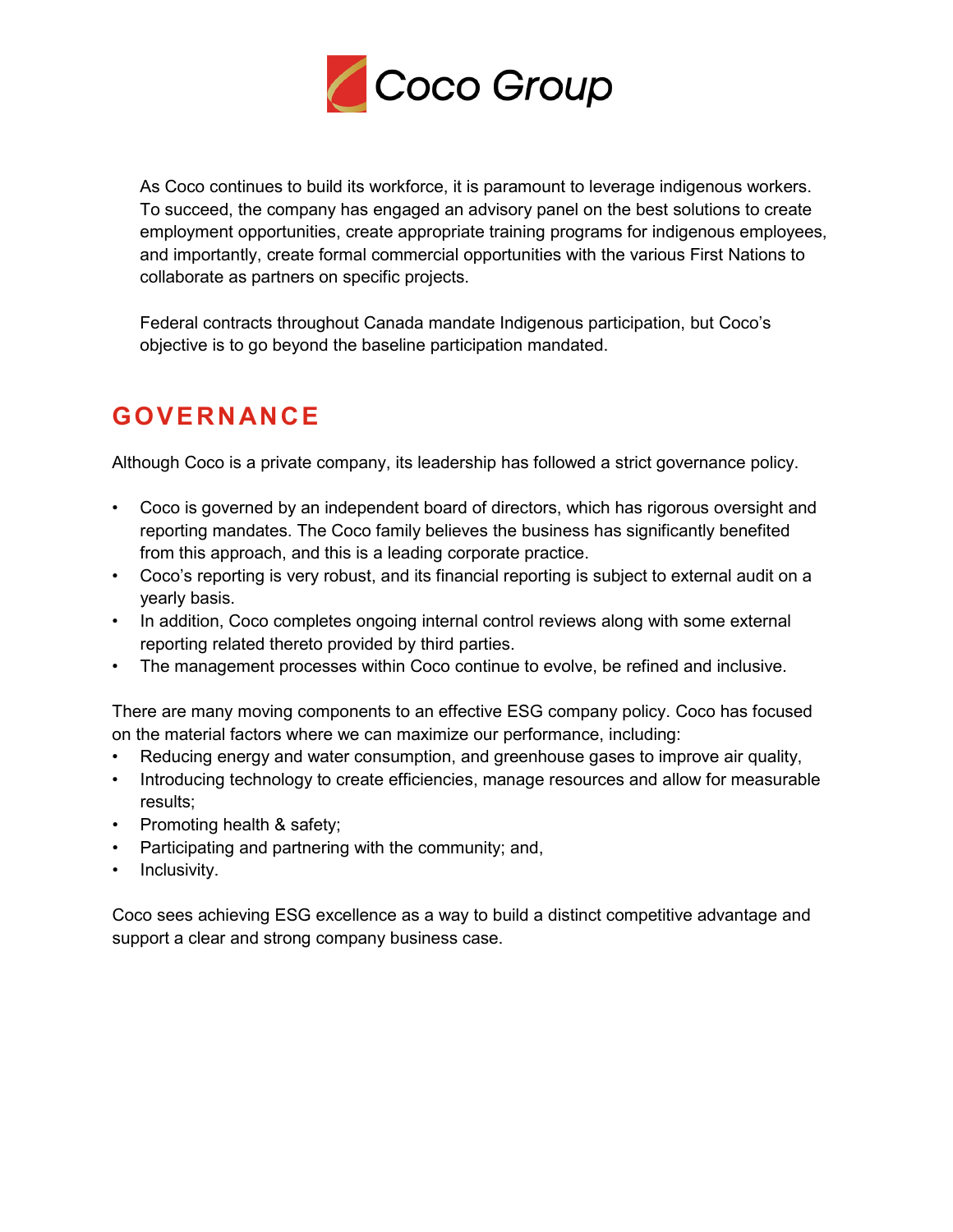As Coco continues to build its workforce, it is paramount to leverage indigenous workers. To succeed, the company has engaged an advisory panel on the best solutions to create employment opportunities, create appropriate training programs for indigenous employees, and importantly, create formal commercial opportunities with the various First Nations to collaborate as partners on specific projects.

Federal contracts throughout Canada mandate Indigenous participation, but Coco's objective is to go beyond the baseline participation mandated.

## GOVERNANCE

Although Coco is a private company, its leadership has followed a strict governance policy.

- Coco is governed by an independent board of directors, which has rigorous oversight and reporting mandates. The Coco family believes the business has significantly benefited from this approach, and this is a leading corporate practice.
- Coco's reporting is very robust, and its financial reporting is subject to external audit on a yearly basis.
- In addition, Coco completes ongoing internal control reviews along with some external reporting related thereto provided by third parties.
- The management processes within Coco continue to evolve, be refined and inclusive.

There are many moving components to an effective ESG company policy. Coco has focused on the material factors where we can maximize our performance, including:

- Reducing energy and water consumption, and greenhouse gases to improve air quality,
- Introducing technology to create efficiencies, manage resources and allow for measurable results;
- Promoting health & safety;
- Participating and partnering with the community; and,
- Inclusivity.

Coco sees achieving ESG excellence as a way to build a distinct competitive advantage and support a clear and strong company business case.